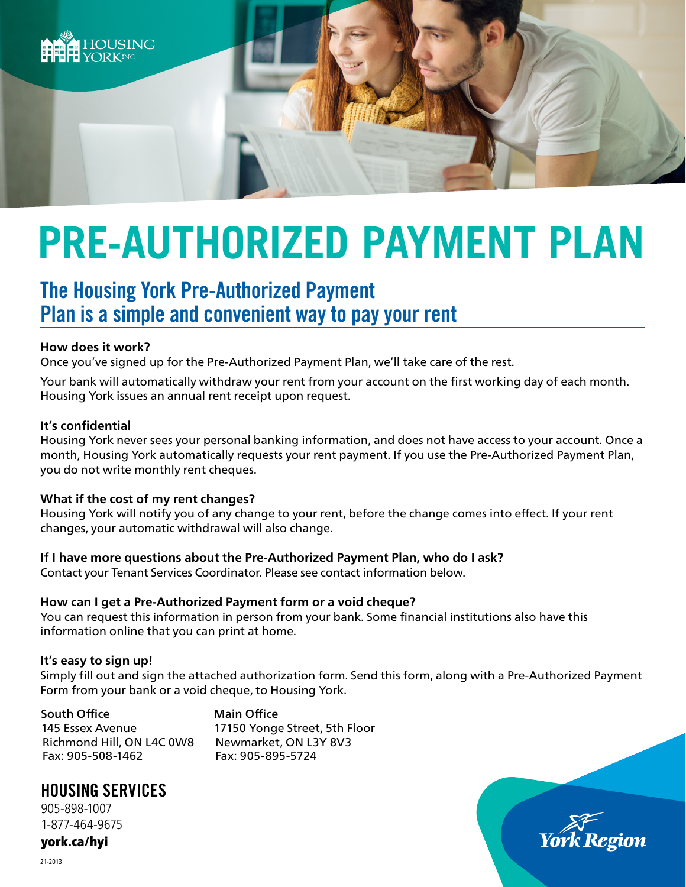HOUSING YORK INC.

# PRE-AUTHORIZED PAYMENT PLAN

## The Housing York Pre-Authorized Payment Plan is a simple and convenient way to pay your rent

**How does it work?**

Once you've signed up for the Pre-Authorized Payment Plan, we'll take care of the rest.

Your bank will automatically withdraw your rent from your account on the first working day of each month. Housing York issues an annual rent receipt upon request.

**It's confidential**

Housing York never sees your personal banking information, and does not have access to your account. Once a month, Housing York automatically requests your rent payment. If you use the Pre-Authorized Payment Plan, you do not write monthly rent cheques.

**What if the cost of my rent changes?**

Housing York will notify you of any change to your rent, before the change comes into effect. If your rent changes, your automatic withdrawal will also change.

**If I have more questions about the Pre-Authorized Payment Plan, who do I ask?**

Contact your Tenant Services Coordinator. Please see contact information below.

**How can I get a Pre-Authorized Payment form or a void cheque?**

You can request this information in person from your bank. Some financial institutions also have this information online that you can print at home.

**It's easy to sign up!**

Simply fill out and sign the attached authorization form. Send this form, along with a Pre-Authorized Payment Form from your bank or a void cheque, to Housing York.

**South Office**
145 Essex Avenue
Richmond Hill, ON L4C 0W8
Fax: 905-508-1462

**Main Office**
17150 Yonge Street, 5th Floor
Newmarket, ON L3Y 8V3
Fax: 905-895-5724

## HOUSING SERVICES

905-898-1007
1-877-464-9675
**york.ca/hyi**

21-2013

York Region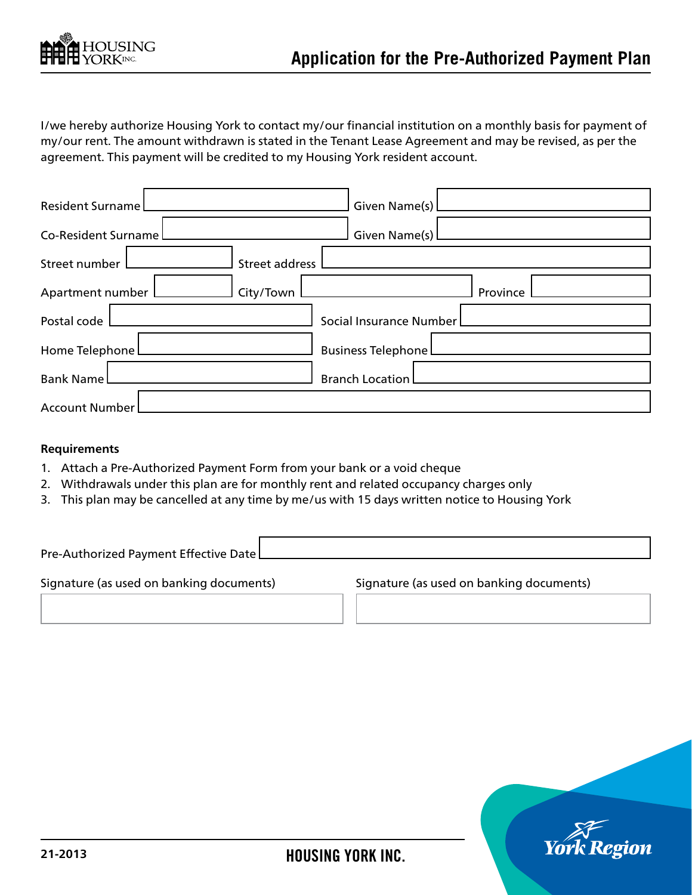# Application for the Pre-Authorized Payment Plan

I/we hereby authorize Housing York to contact my/our financial institution on a monthly basis for payment of my/our rent. The amount withdrawn is stated in the Tenant Lease Agreement and may be revised, as per the agreement. This payment will be credited to my Housing York resident account.

| | | | | | |
|---|---|---|---|---|---|
| Resident Surname | | Given Name(s) | | | |
| Co-Resident Surname | | Given Name(s) | | | |
| Street number | | Street address | | | |
| Apartment number | | City/Town | | Province | |
| Postal code | | Social Insurance Number | | | |
| Home Telephone | | Business Telephone | | | |
| Bank Name | | Branch Location | | | |
| Account Number | | | | | |

**Requirements**

1. Attach a Pre-Authorized Payment Form from your bank or a void cheque
2. Withdrawals under this plan are for monthly rent and related occupancy charges only
3. This plan may be cancelled at any time by me/us with 15 days written notice to Housing York

Pre-Authorized Payment Effective Date

| | |
|---|---|
| Signature (as used on banking documents) | Signature (as used on banking documents) |
| | |

21-2013

HOUSING YORK INC.